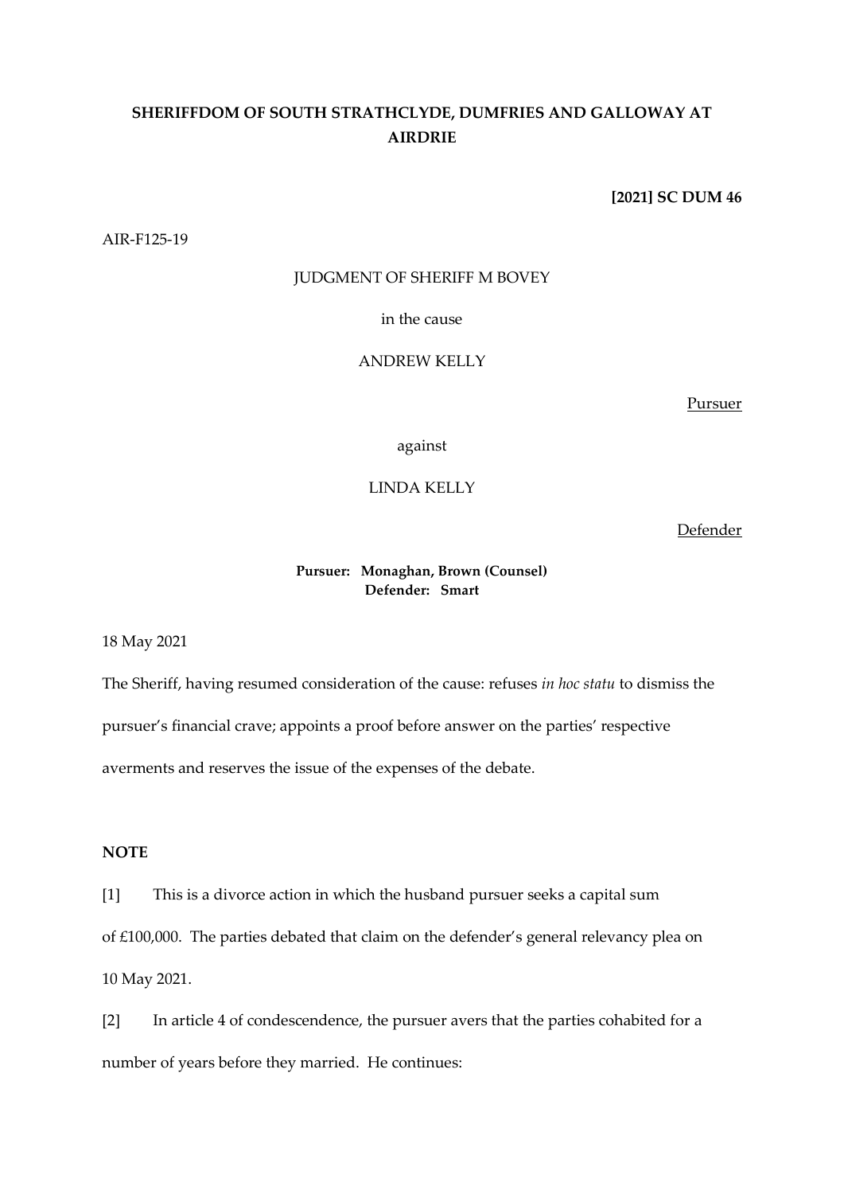**SHERIFFDOM OF SOUTH STRATHCLYDE, DUMFRIES AND GALLOWAY AT AIRDRIE**

**[2021] SC DUM 46**

AIR-F125-19

JUDGMENT OF SHERIFF M BOVEY

in the cause

ANDREW KELLY

Pursuer

against

LINDA KELLY

Defender

**Pursuer: Monaghan, Brown (Counsel)**
**Defender: Smart**

18 May 2021

The Sheriff, having resumed consideration of the cause: refuses *in hoc statu* to dismiss the pursuer's financial crave; appoints a proof before answer on the parties' respective averments and reserves the issue of the expenses of the debate.

**NOTE**

[1] This is a divorce action in which the husband pursuer seeks a capital sum of £100,000. The parties debated that claim on the defender's general relevancy plea on 10 May 2021.

[2] In article 4 of condescendence, the pursuer avers that the parties cohabited for a number of years before they married. He continues: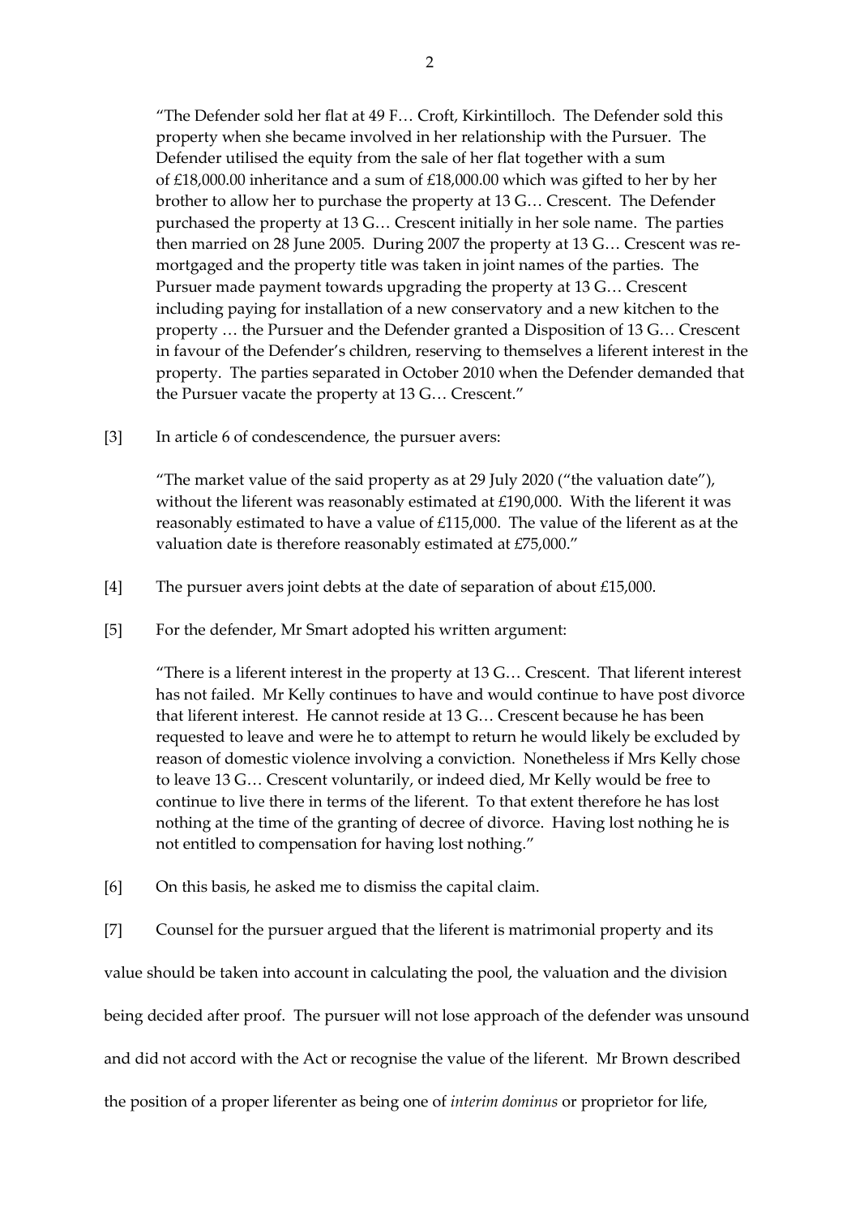> "The Defender sold her flat at 49 F… Croft, Kirkintilloch. The Defender sold this property when she became involved in her relationship with the Pursuer. The Defender utilised the equity from the sale of her flat together with a sum of £18,000.00 inheritance and a sum of £18,000.00 which was gifted to her by her brother to allow her to purchase the property at 13 G… Crescent. The Defender purchased the property at 13 G… Crescent initially in her sole name. The parties then married on 28 June 2005. During 2007 the property at 13 G… Crescent was re-mortgaged and the property title was taken in joint names of the parties. The Pursuer made payment towards upgrading the property at 13 G… Crescent including paying for installation of a new conservatory and a new kitchen to the property … the Pursuer and the Defender granted a Disposition of 13 G… Crescent in favour of the Defender's children, reserving to themselves a liferent interest in the property. The parties separated in October 2010 when the Defender demanded that the Pursuer vacate the property at 13 G… Crescent."

[3] In article 6 of condescendence, the pursuer avers:

> "The market value of the said property as at 29 July 2020 ("the valuation date"), without the liferent was reasonably estimated at £190,000. With the liferent it was reasonably estimated to have a value of £115,000. The value of the liferent as at the valuation date is therefore reasonably estimated at £75,000."

[4] The pursuer avers joint debts at the date of separation of about £15,000.

[5] For the defender, Mr Smart adopted his written argument:

> "There is a liferent interest in the property at 13 G… Crescent. That liferent interest has not failed. Mr Kelly continues to have and would continue to have post divorce that liferent interest. He cannot reside at 13 G… Crescent because he has been requested to leave and were he to attempt to return he would likely be excluded by reason of domestic violence involving a conviction. Nonetheless if Mrs Kelly chose to leave 13 G… Crescent voluntarily, or indeed died, Mr Kelly would be free to continue to live there in terms of the liferent. To that extent therefore he has lost nothing at the time of the granting of decree of divorce. Having lost nothing he is not entitled to compensation for having lost nothing."

[6] On this basis, he asked me to dismiss the capital claim.

[7] Counsel for the pursuer argued that the liferent is matrimonial property and its value should be taken into account in calculating the pool, the valuation and the division being decided after proof. The pursuer will not lose approach of the defender was unsound and did not accord with the Act or recognise the value of the liferent. Mr Brown described the position of a proper liferenter as being one of *interim dominus* or proprietor for life,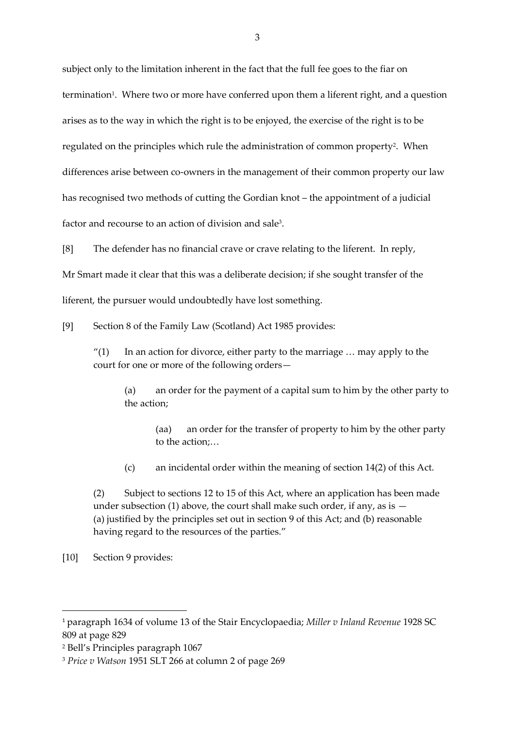subject only to the limitation inherent in the fact that the full fee goes to the fiar on termination[1]. Where two or more have conferred upon them a liferent right, and a question arises as to the way in which the right is to be enjoyed, the exercise of the right is to be regulated on the principles which rule the administration of common property[2]. When differences arise between co-owners in the management of their common property our law has recognised two methods of cutting the Gordian knot – the appointment of a judicial factor and recourse to an action of division and sale[3].

[8] The defender has no financial crave or crave relating to the liferent. In reply, Mr Smart made it clear that this was a deliberate decision; if she sought transfer of the liferent, the pursuer would undoubtedly have lost something.

[9] Section 8 of the Family Law (Scotland) Act 1985 provides:

> "(1) In an action for divorce, either party to the marriage … may apply to the court for one or more of the following orders—
>
> > (a) an order for the payment of a capital sum to him by the other party to the action;
> >
> > > (aa) an order for the transfer of property to him by the other party to the action;…
> >
> > (c) an incidental order within the meaning of section 14(2) of this Act.
>
> (2) Subject to sections 12 to 15 of this Act, where an application has been made under subsection (1) above, the court shall make such order, if any, as is — (a) justified by the principles set out in section 9 of this Act; and (b) reasonable having regard to the resources of the parties."

[10] Section 9 provides:

---

[1] paragraph 1634 of volume 13 of the Stair Encyclopaedia; *Miller v Inland Revenue* 1928 SC 809 at page 829

[2] Bell's Principles paragraph 1067

[3] *Price v Watson* 1951 SLT 266 at column 2 of page 269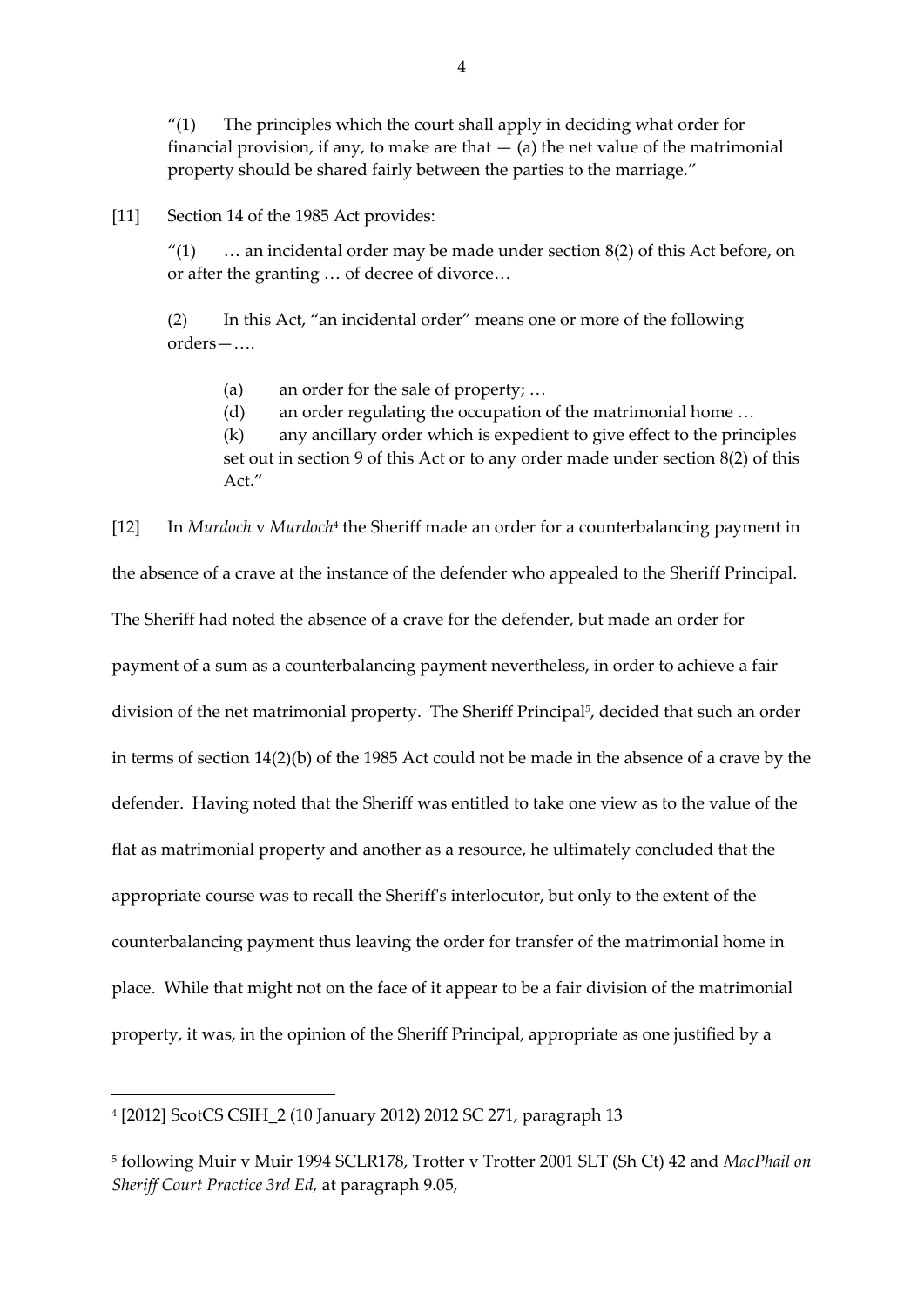> "(1) The principles which the court shall apply in deciding what order for financial provision, if any, to make are that — (a) the net value of the matrimonial property should be shared fairly between the parties to the marriage."

[11] Section 14 of the 1985 Act provides:

> "(1) … an incidental order may be made under section 8(2) of this Act before, on or after the granting … of decree of divorce…
>
> (2) In this Act, "an incidental order" means one or more of the following orders—….
>
> > (a) an order for the sale of property; …
> > (d) an order regulating the occupation of the matrimonial home …
> > (k) any ancillary order which is expedient to give effect to the principles set out in section 9 of this Act or to any order made under section 8(2) of this Act."

[12] In *Murdoch* v *Murdoch*[4] the Sheriff made an order for a counterbalancing payment in the absence of a crave at the instance of the defender who appealed to the Sheriff Principal. The Sheriff had noted the absence of a crave for the defender, but made an order for payment of a sum as a counterbalancing payment nevertheless, in order to achieve a fair division of the net matrimonial property. The Sheriff Principal[5], decided that such an order in terms of section 14(2)(b) of the 1985 Act could not be made in the absence of a crave by the defender. Having noted that the Sheriff was entitled to take one view as to the value of the flat as matrimonial property and another as a resource, he ultimately concluded that the appropriate course was to recall the Sheriff's interlocutor, but only to the extent of the counterbalancing payment thus leaving the order for transfer of the matrimonial home in place. While that might not on the face of it appear to be a fair division of the matrimonial property, it was, in the opinion of the Sheriff Principal, appropriate as one justified by a

---

[4] [2012] ScotCS CSIH_2 (10 January 2012) 2012 SC 271, paragraph 13

[5] following Muir v Muir 1994 SCLR178, Trotter v Trotter 2001 SLT (Sh Ct) 42 and *MacPhail on Sheriff Court Practice 3rd Ed,* at paragraph 9.05,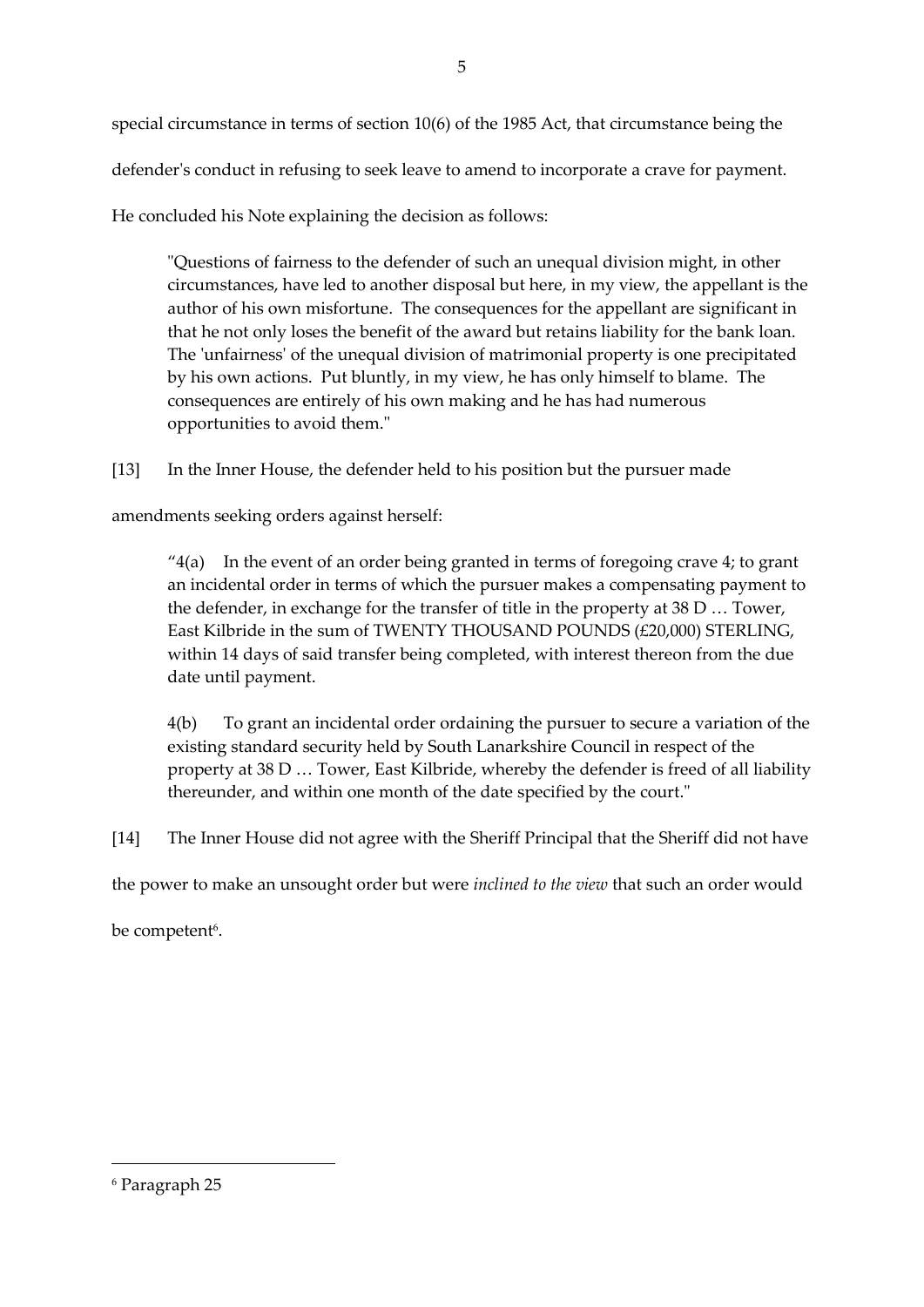special circumstance in terms of section 10(6) of the 1985 Act, that circumstance being the defender's conduct in refusing to seek leave to amend to incorporate a crave for payment. He concluded his Note explaining the decision as follows:

> "Questions of fairness to the defender of such an unequal division might, in other circumstances, have led to another disposal but here, in my view, the appellant is the author of his own misfortune. The consequences for the appellant are significant in that he not only loses the benefit of the award but retains liability for the bank loan. The 'unfairness' of the unequal division of matrimonial property is one precipitated by his own actions. Put bluntly, in my view, he has only himself to blame. The consequences are entirely of his own making and he has had numerous opportunities to avoid them."

[13] In the Inner House, the defender held to his position but the pursuer made amendments seeking orders against herself:

> "4(a) In the event of an order being granted in terms of foregoing crave 4; to grant an incidental order in terms of which the pursuer makes a compensating payment to the defender, in exchange for the transfer of title in the property at 38 D … Tower, East Kilbride in the sum of TWENTY THOUSAND POUNDS (£20,000) STERLING, within 14 days of said transfer being completed, with interest thereon from the due date until payment.
>
> 4(b) To grant an incidental order ordaining the pursuer to secure a variation of the existing standard security held by South Lanarkshire Council in respect of the property at 38 D … Tower, East Kilbride, whereby the defender is freed of all liability thereunder, and within one month of the date specified by the court."

[14] The Inner House did not agree with the Sheriff Principal that the Sheriff did not have the power to make an unsought order but were *inclined to the view* that such an order would be competent[6].

---

[6] Paragraph 25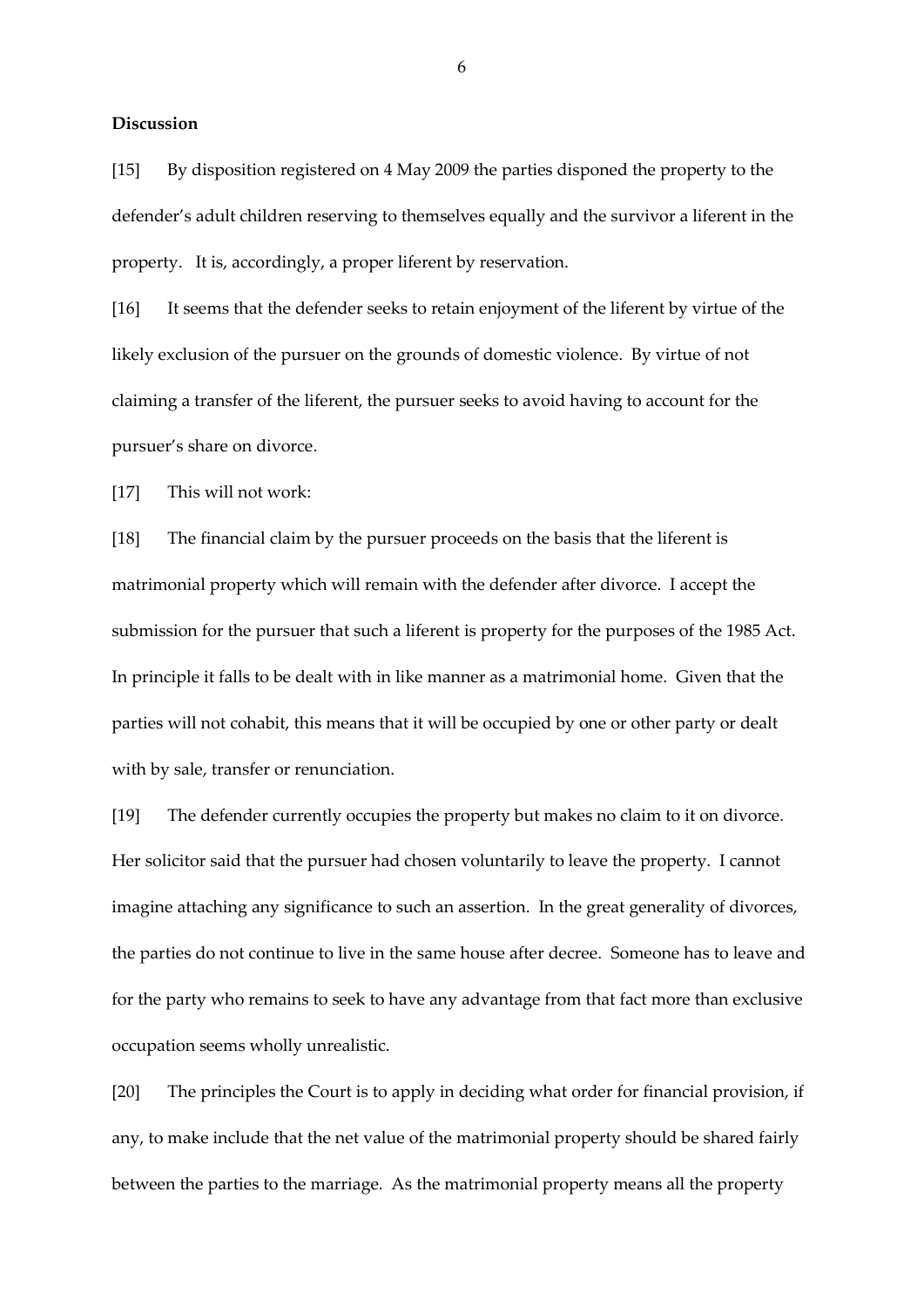**Discussion**

[15] By disposition registered on 4 May 2009 the parties disponed the property to the defender's adult children reserving to themselves equally and the survivor a liferent in the property. It is, accordingly, a proper liferent by reservation.

[16] It seems that the defender seeks to retain enjoyment of the liferent by virtue of the likely exclusion of the pursuer on the grounds of domestic violence. By virtue of not claiming a transfer of the liferent, the pursuer seeks to avoid having to account for the pursuer's share on divorce.

[17] This will not work:

[18] The financial claim by the pursuer proceeds on the basis that the liferent is matrimonial property which will remain with the defender after divorce. I accept the submission for the pursuer that such a liferent is property for the purposes of the 1985 Act. In principle it falls to be dealt with in like manner as a matrimonial home. Given that the parties will not cohabit, this means that it will be occupied by one or other party or dealt with by sale, transfer or renunciation.

[19] The defender currently occupies the property but makes no claim to it on divorce. Her solicitor said that the pursuer had chosen voluntarily to leave the property. I cannot imagine attaching any significance to such an assertion. In the great generality of divorces, the parties do not continue to live in the same house after decree. Someone has to leave and for the party who remains to seek to have any advantage from that fact more than exclusive occupation seems wholly unrealistic.

[20] The principles the Court is to apply in deciding what order for financial provision, if any, to make include that the net value of the matrimonial property should be shared fairly between the parties to the marriage. As the matrimonial property means all the property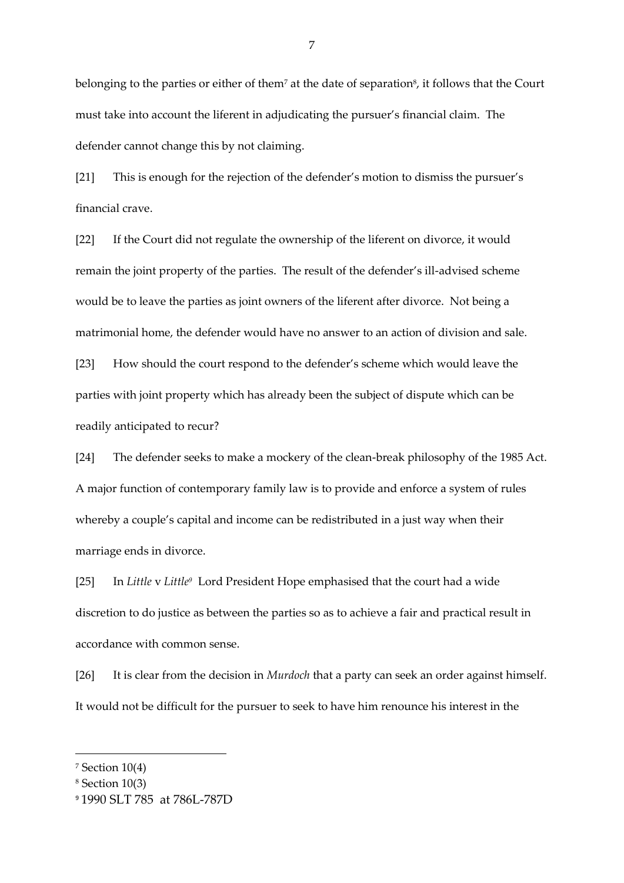belonging to the parties or either of them[7] at the date of separation[8], it follows that the Court must take into account the liferent in adjudicating the pursuer's financial claim. The defender cannot change this by not claiming.

[21] This is enough for the rejection of the defender's motion to dismiss the pursuer's financial crave.

[22] If the Court did not regulate the ownership of the liferent on divorce, it would remain the joint property of the parties. The result of the defender's ill-advised scheme would be to leave the parties as joint owners of the liferent after divorce. Not being a matrimonial home, the defender would have no answer to an action of division and sale.

[23] How should the court respond to the defender's scheme which would leave the parties with joint property which has already been the subject of dispute which can be readily anticipated to recur?

[24] The defender seeks to make a mockery of the clean-break philosophy of the 1985 Act. A major function of contemporary family law is to provide and enforce a system of rules whereby a couple's capital and income can be redistributed in a just way when their marriage ends in divorce.

[25] In *Little* v *Little*[9] Lord President Hope emphasised that the court had a wide discretion to do justice as between the parties so as to achieve a fair and practical result in accordance with common sense.

[26] It is clear from the decision in *Murdoch* that a party can seek an order against himself. It would not be difficult for the pursuer to seek to have him renounce his interest in the

---

[7] Section 10(4)

[8] Section 10(3)

[9] 1990 SLT 785 at 786L-787D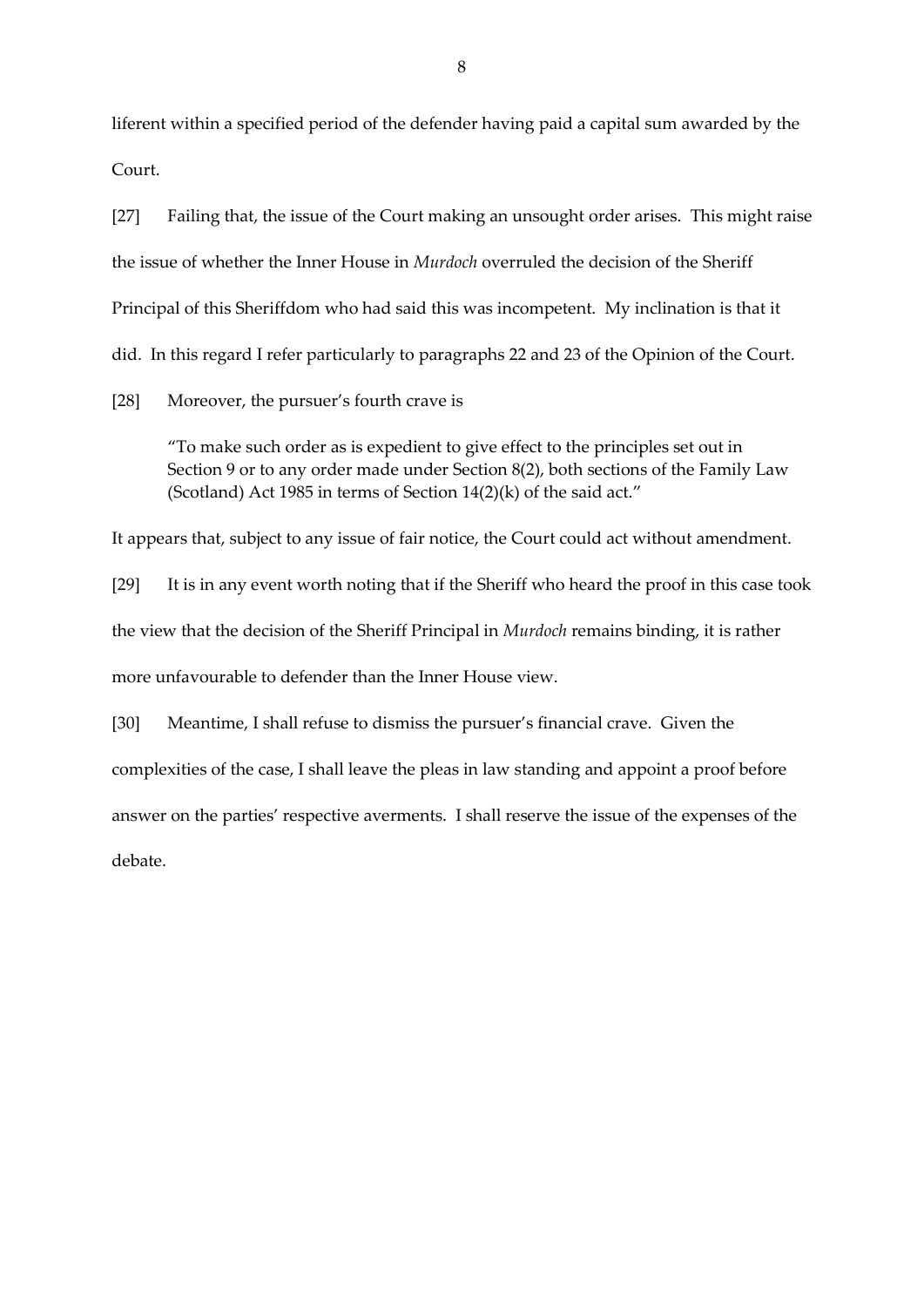liferent within a specified period of the defender having paid a capital sum awarded by the Court.

[27] Failing that, the issue of the Court making an unsought order arises. This might raise the issue of whether the Inner House in *Murdoch* overruled the decision of the Sheriff Principal of this Sheriffdom who had said this was incompetent. My inclination is that it did. In this regard I refer particularly to paragraphs 22 and 23 of the Opinion of the Court.

[28] Moreover, the pursuer's fourth crave is

> "To make such order as is expedient to give effect to the principles set out in Section 9 or to any order made under Section 8(2), both sections of the Family Law (Scotland) Act 1985 in terms of Section 14(2)(k) of the said act."

It appears that, subject to any issue of fair notice, the Court could act without amendment.

[29] It is in any event worth noting that if the Sheriff who heard the proof in this case took the view that the decision of the Sheriff Principal in *Murdoch* remains binding, it is rather more unfavourable to defender than the Inner House view.

[30] Meantime, I shall refuse to dismiss the pursuer's financial crave. Given the complexities of the case, I shall leave the pleas in law standing and appoint a proof before answer on the parties' respective averments. I shall reserve the issue of the expenses of the debate.